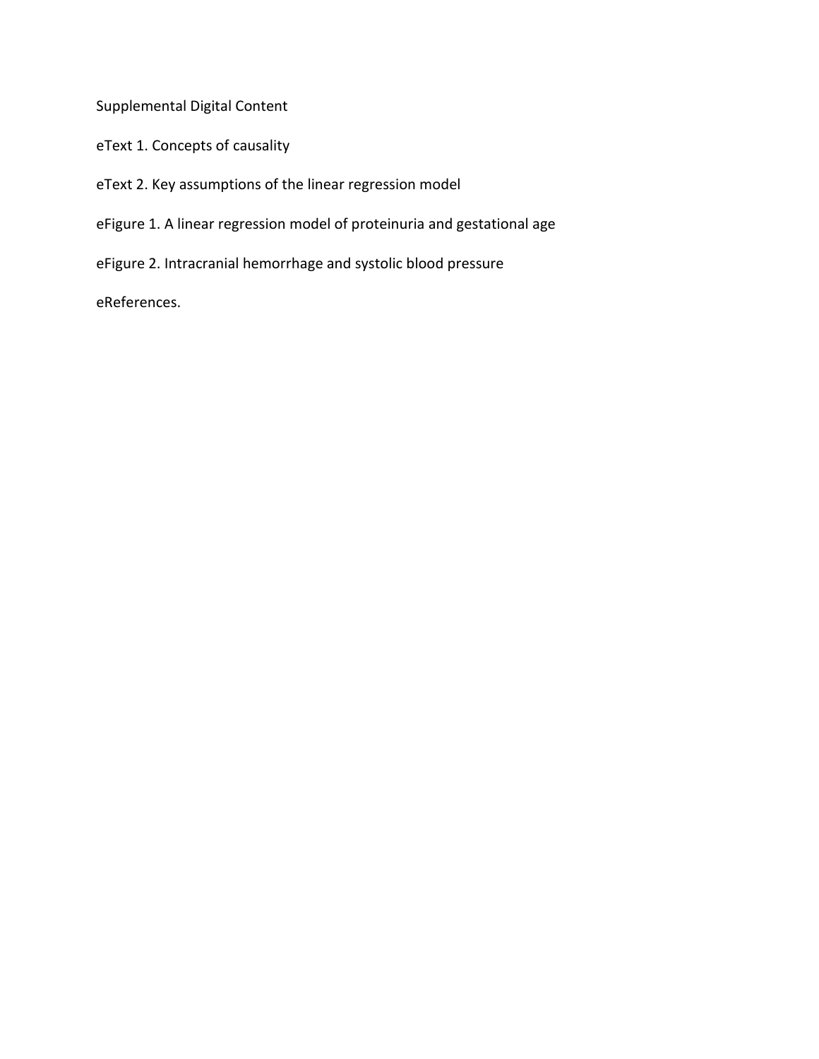Supplemental Digital Content

eText 1. Concepts of causality

eText 2. Key assumptions of the linear regression model

eFigure 1. A linear regression model of proteinuria and gestational age

eFigure 2. Intracranial hemorrhage and systolic blood pressure

eReferences.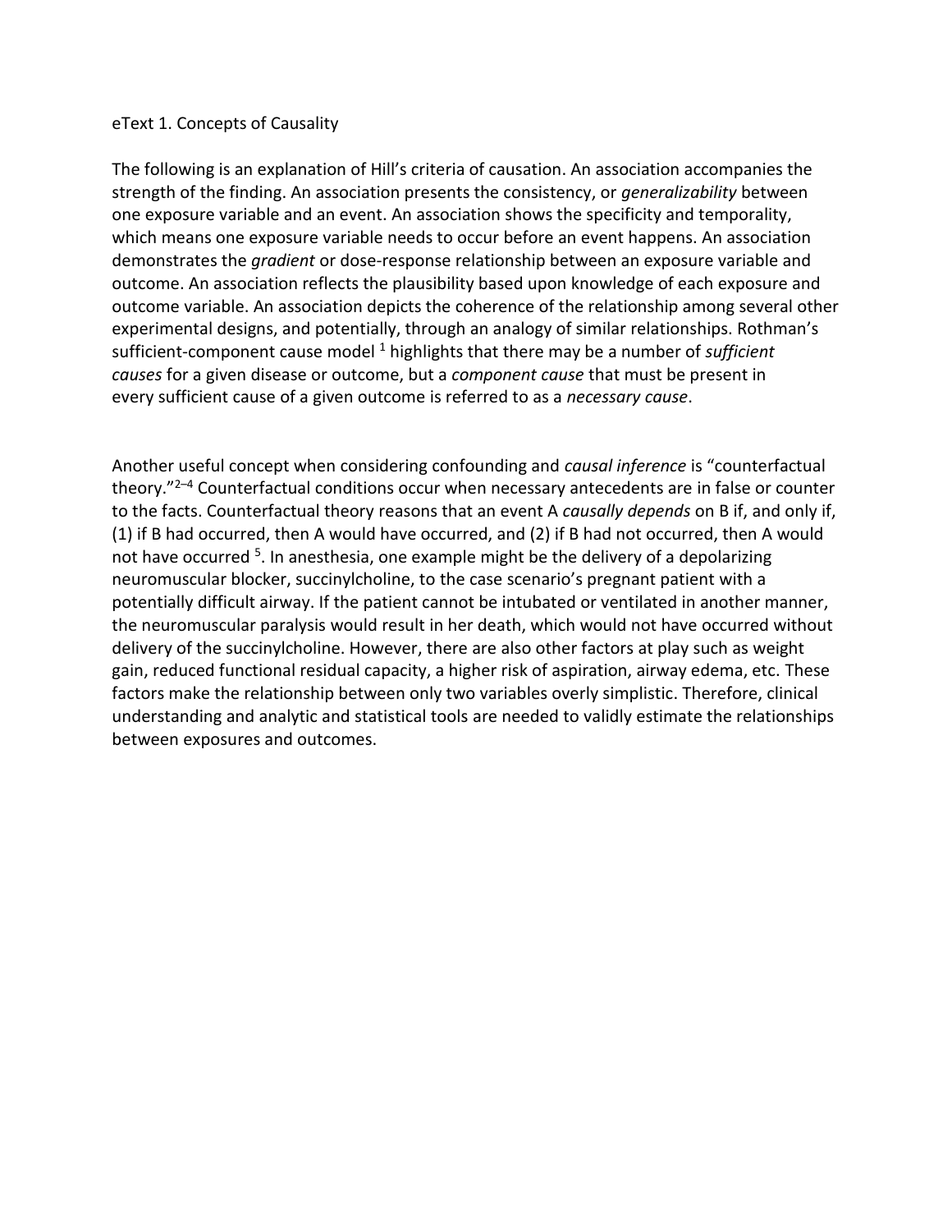## eText 1. Concepts of Causality

The following is an explanation of Hill's criteria of causation. An association accompanies the strength of the finding. An association presents the consistency, or *generalizability* between one exposure variable and an event. An association shows the specificity and temporality, which means one exposure variable needs to occur before an event happens. An association demonstrates the *gradient* or dose-response relationship between an exposure variable and outcome. An association reflects the plausibility based upon knowledge of each exposure and outcome variable. An association depicts the coherence of the relationship among several other experimental designs, and potentially, through an analogy of similar relationships. Rothman's sufficient-component cause model [1] highlights that there may be a number of *sufficient causes* for a given disease or outcome, but a *component cause* that must be present in every sufficient cause of a given outcome is referred to as a *necessary cause*.

Another useful concept when considering confounding and *causal inference* is "counterfactual theory."[2–4] Counterfactual conditions occur when necessary antecedents are in false or counter to the facts. Counterfactual theory reasons that an event A *causally depends* on B if, and only if, (1) if B had occurred, then A would have occurred, and (2) if B had not occurred, then A would not have occurred [5]. In anesthesia, one example might be the delivery of a depolarizing neuromuscular blocker, succinylcholine, to the case scenario's pregnant patient with a potentially difficult airway. If the patient cannot be intubated or ventilated in another manner, the neuromuscular paralysis would result in her death, which would not have occurred without delivery of the succinylcholine. However, there are also other factors at play such as weight gain, reduced functional residual capacity, a higher risk of aspiration, airway edema, etc. These factors make the relationship between only two variables overly simplistic. Therefore, clinical understanding and analytic and statistical tools are needed to validly estimate the relationships between exposures and outcomes.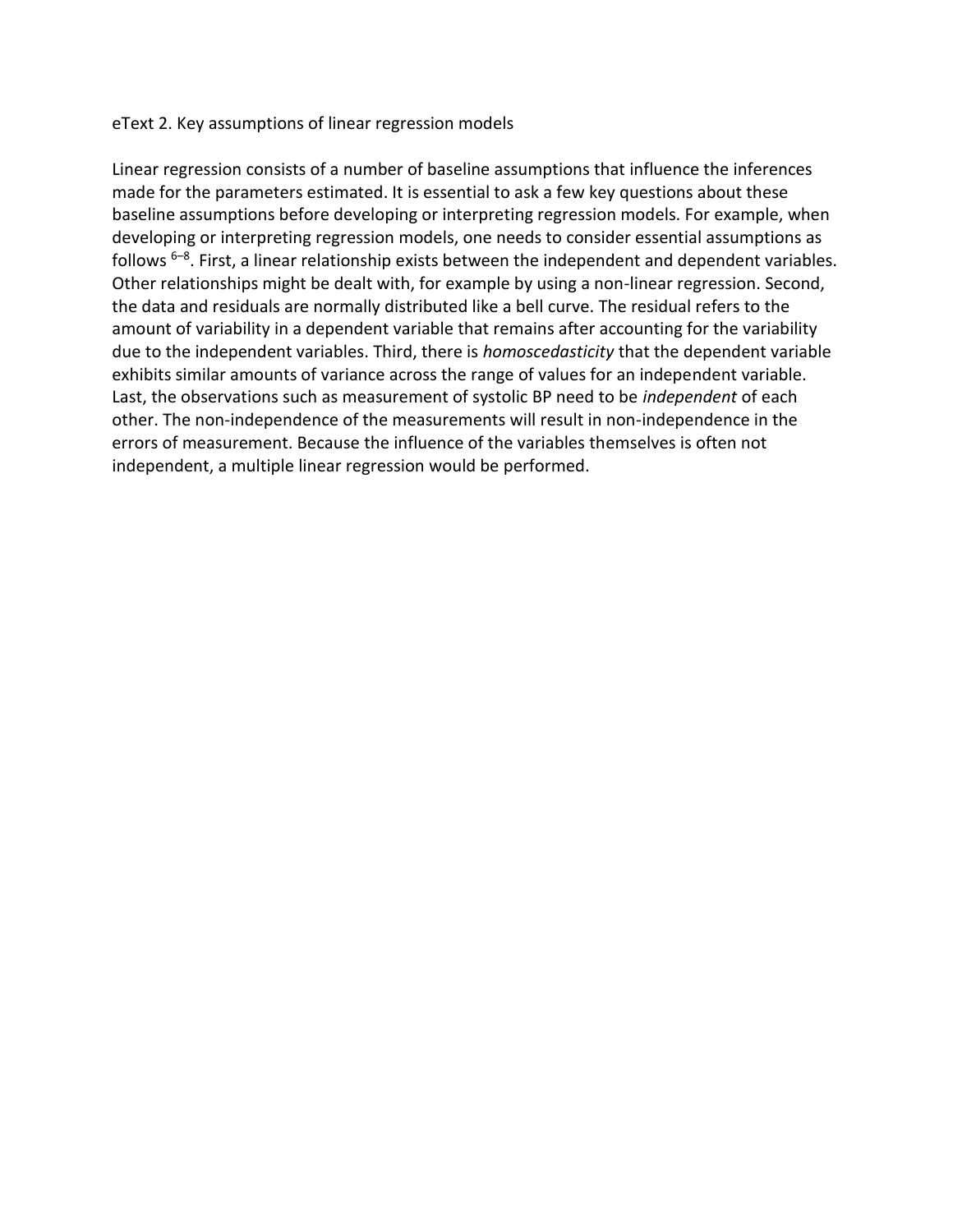eText 2. Key assumptions of linear regression models

Linear regression consists of a number of baseline assumptions that influence the inferences made for the parameters estimated. It is essential to ask a few key questions about these baseline assumptions before developing or interpreting regression models. For example, when developing or interpreting regression models, one needs to consider essential assumptions as follows [6–8]. First, a linear relationship exists between the independent and dependent variables. Other relationships might be dealt with, for example by using a non-linear regression. Second, the data and residuals are normally distributed like a bell curve. The residual refers to the amount of variability in a dependent variable that remains after accounting for the variability due to the independent variables. Third, there is *homoscedasticity* that the dependent variable exhibits similar amounts of variance across the range of values for an independent variable. Last, the observations such as measurement of systolic BP need to be *independent* of each other. The non-independence of the measurements will result in non-independence in the errors of measurement. Because the influence of the variables themselves is often not independent, a multiple linear regression would be performed.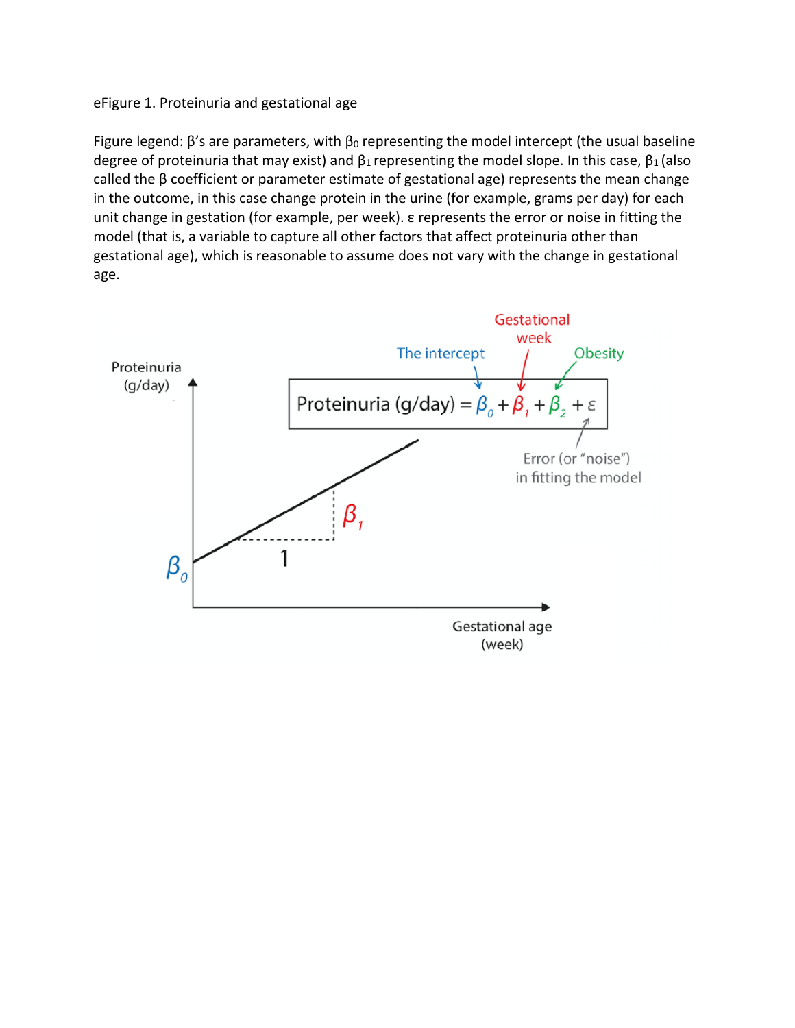eFigure 1. Proteinuria and gestational age

Figure legend: β's are parameters, with $\beta_0$ representing the model intercept (the usual baseline degree of proteinuria that may exist) and $\beta_1$ representing the model slope. In this case, $\beta_1$ (also called the β coefficient or parameter estimate of gestational age) represents the mean change in the outcome, in this case change protein in the urine (for example, grams per day) for each unit change in gestation (for example, per week). ε represents the error or noise in fitting the model (that is, a variable to capture all other factors that affect proteinuria other than gestational age), which is reasonable to assume does not vary with the change in gestational age.

$$\text{Proteinuria (g/day)} = \beta_0 + \beta_1 + \beta_2 + \varepsilon$$

The intercept ($\beta_0$); Gestational week ($\beta_1$); Obesity ($\beta_2$); Error (or "noise") in fitting the model ($\varepsilon$)

Proteinuria (g/day)

Gestational age (week)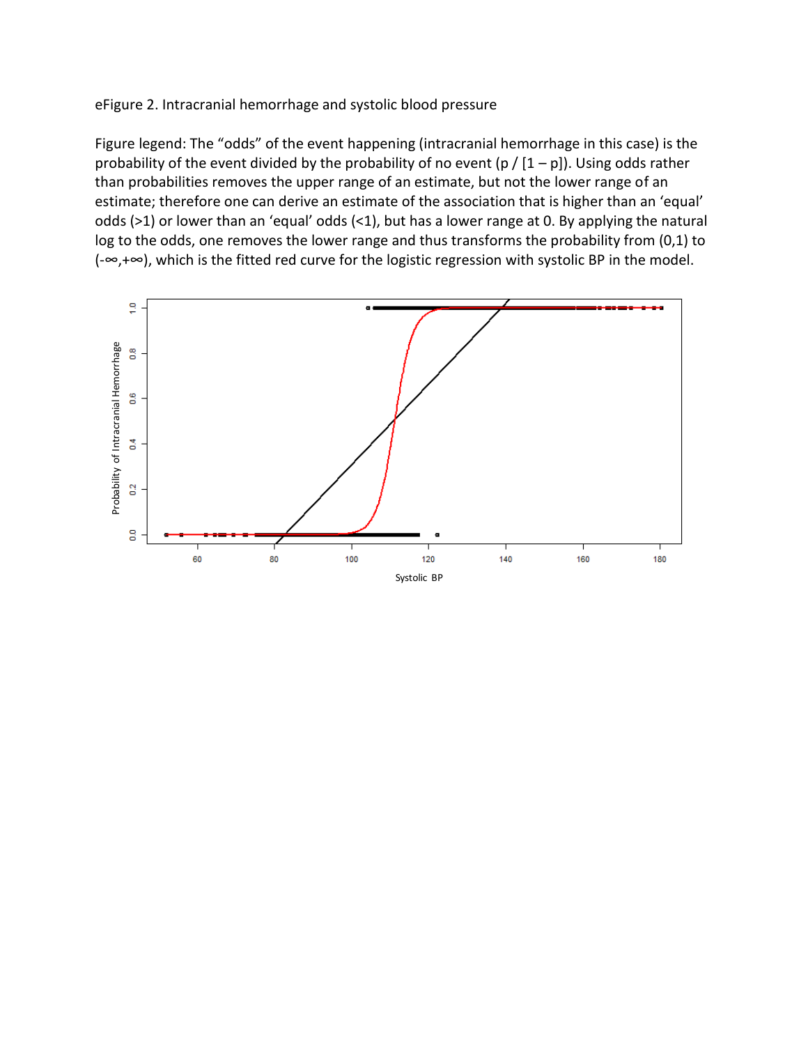eFigure 2. Intracranial hemorrhage and systolic blood pressure

Figure legend: The "odds" of the event happening (intracranial hemorrhage in this case) is the probability of the event divided by the probability of no event ($p / [1 - p]$). Using odds rather than probabilities removes the upper range of an estimate, but not the lower range of an estimate; therefore one can derive an estimate of the association that is higher than an 'equal' odds (>1) or lower than an 'equal' odds (<1), but has a lower range at 0. By applying the natural log to the odds, one removes the lower range and thus transforms the probability from (0,1) to ($-\infty$,$+\infty$), which is the fitted red curve for the logistic regression with systolic BP in the model.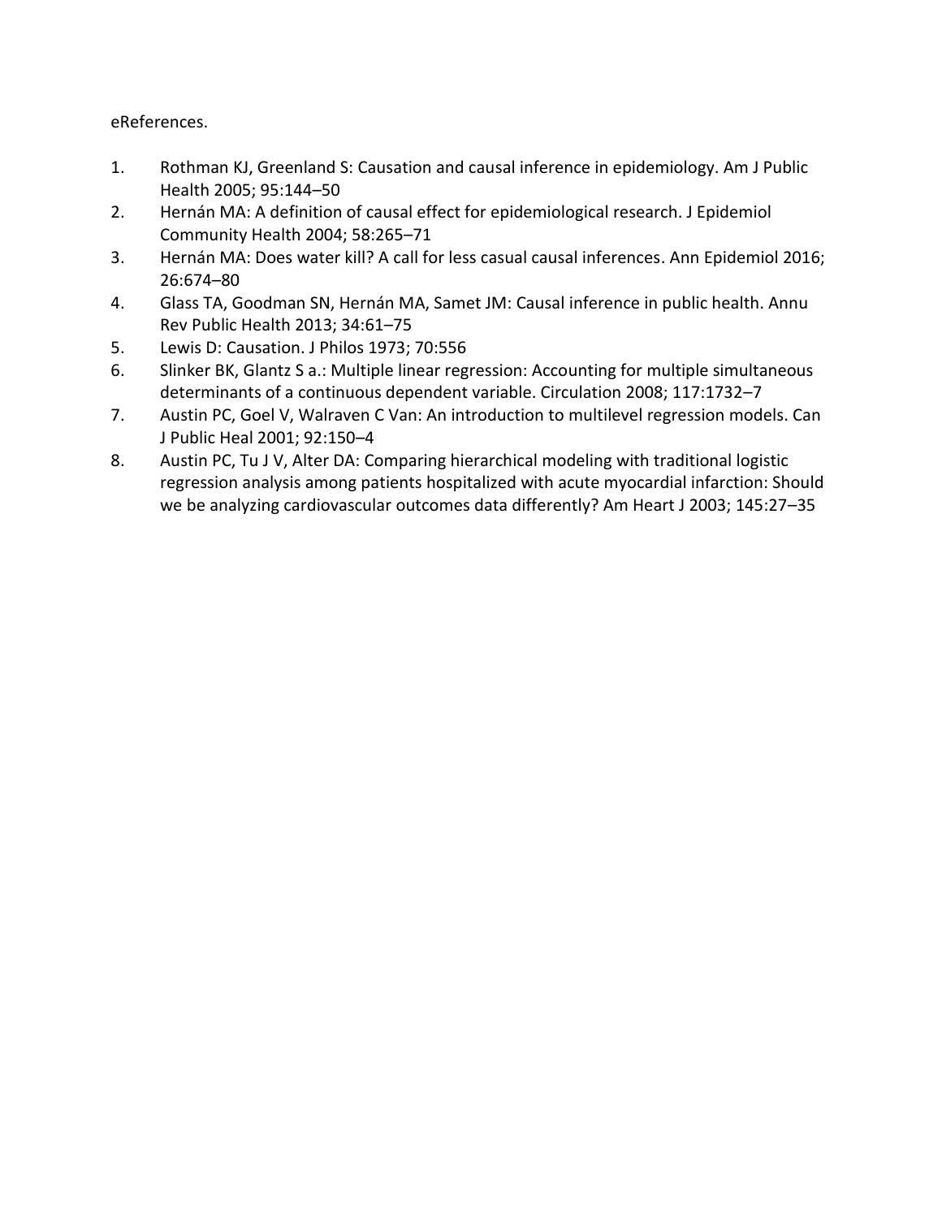eReferences.

1. Rothman KJ, Greenland S: Causation and causal inference in epidemiology. Am J Public Health 2005; 95:144–50
2. Hernán MA: A definition of causal effect for epidemiological research. J Epidemiol Community Health 2004; 58:265–71
3. Hernán MA: Does water kill? A call for less casual causal inferences. Ann Epidemiol 2016; 26:674–80
4. Glass TA, Goodman SN, Hernán MA, Samet JM: Causal inference in public health. Annu Rev Public Health 2013; 34:61–75
5. Lewis D: Causation. J Philos 1973; 70:556
6. Slinker BK, Glantz S a.: Multiple linear regression: Accounting for multiple simultaneous determinants of a continuous dependent variable. Circulation 2008; 117:1732–7
7. Austin PC, Goel V, Walraven C Van: An introduction to multilevel regression models. Can J Public Heal 2001; 92:150–4
8. Austin PC, Tu J V, Alter DA: Comparing hierarchical modeling with traditional logistic regression analysis among patients hospitalized with acute myocardial infarction: Should we be analyzing cardiovascular outcomes data differently? Am Heart J 2003; 145:27–35